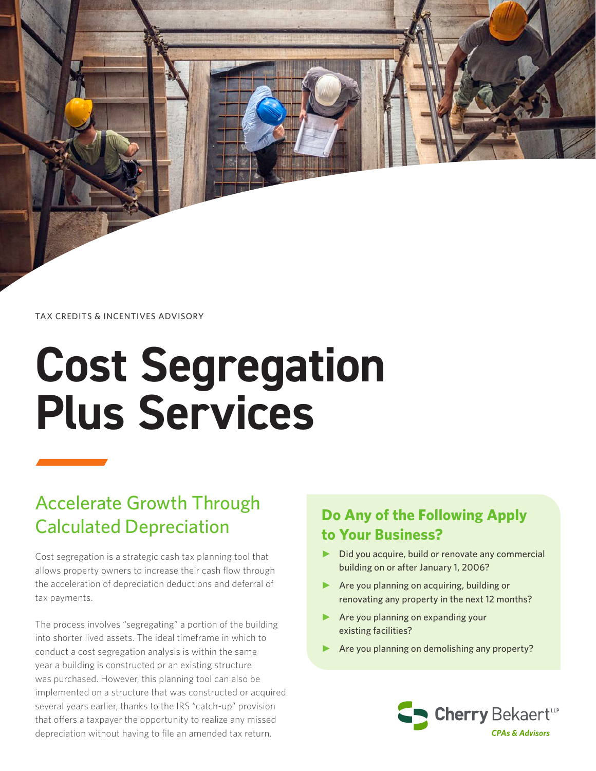TAX CREDITS & INCENTIVES ADVISORY

# Cost Segregation Plus Services

## Accelerate Growth Through Calculated Depreciation

Cost segregation is a strategic cash tax planning tool that allows property owners to increase their cash flow through the acceleration of depreciation deductions and deferral of tax payments.

The process involves "segregating" a portion of the building into shorter lived assets. The ideal timeframe in which to conduct a cost segregation analysis is within the same year a building is constructed or an existing structure was purchased. However, this planning tool can also be implemented on a structure that was constructed or acquired several years earlier, thanks to the IRS "catch-up" provision that offers a taxpayer the opportunity to realize any missed depreciation without having to file an amended tax return.

### Do Any of the Following Apply to Your Business?

- Did you acquire, build or renovate any commercial building on or after January 1, 2006?
- Are you planning on acquiring, building or renovating any property in the next 12 months?
- Are you planning on expanding your existing facilities?
- Are you planning on demolishing any property?

Cherry Bekaert LLP
*CPAs & Advisors*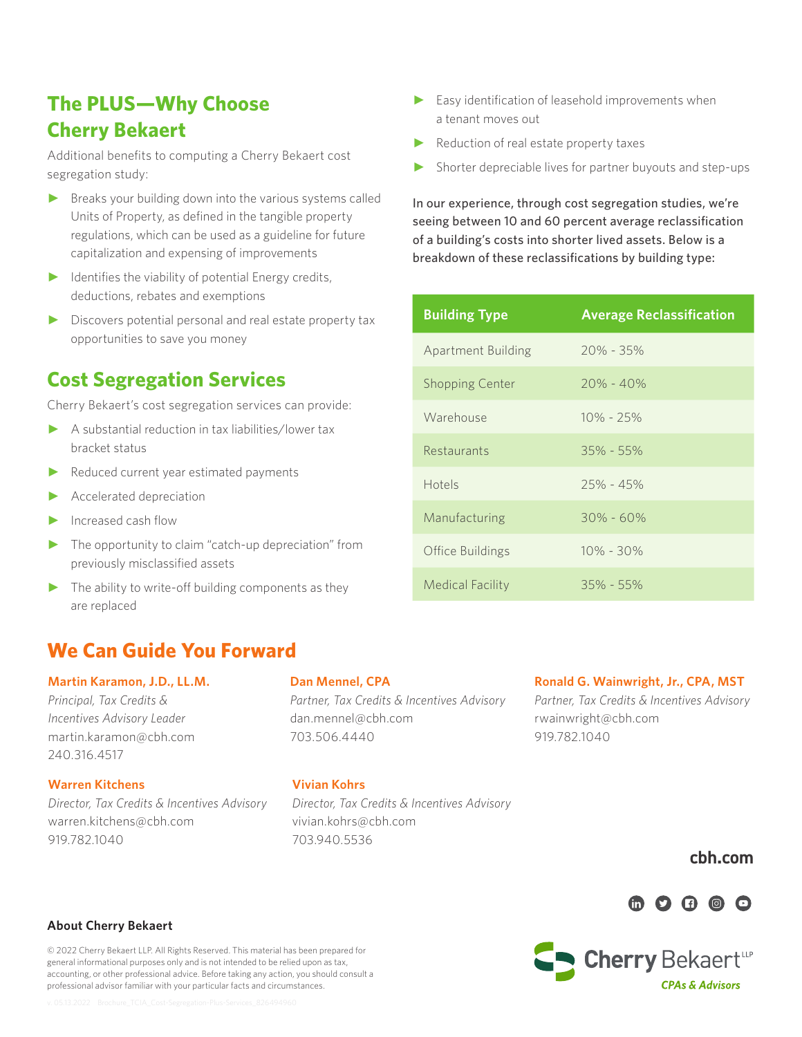## The PLUS—Why Choose Cherry Bekaert

Additional benefits to computing a Cherry Bekaert cost segregation study:

- Breaks your building down into the various systems called Units of Property, as defined in the tangible property regulations, which can be used as a guideline for future capitalization and expensing of improvements
- Identifies the viability of potential Energy credits, deductions, rebates and exemptions
- Discovers potential personal and real estate property tax opportunities to save you money
- Easy identification of leasehold improvements when a tenant moves out
- Reduction of real estate property taxes
- Shorter depreciable lives for partner buyouts and step-ups

## Cost Segregation Services

Cherry Bekaert's cost segregation services can provide:

- A substantial reduction in tax liabilities/lower tax bracket status
- Reduced current year estimated payments
- Accelerated depreciation
- Increased cash flow
- The opportunity to claim "catch-up depreciation" from previously misclassified assets
- The ability to write-off building components as they are replaced

In our experience, through cost segregation studies, we're seeing between 10 and 60 percent average reclassification of a building's costs into shorter lived assets. Below is a breakdown of these reclassifications by building type:

| Building Type | Average Reclassification |
|---|---|
| Apartment Building | 20% - 35% |
| Shopping Center | 20% - 40% |
| Warehouse | 10% - 25% |
| Restaurants | 35% - 55% |
| Hotels | 25% - 45% |
| Manufacturing | 30% - 60% |
| Office Buildings | 10% - 30% |
| Medical Facility | 35% - 55% |

## We Can Guide You Forward

**Martin Karamon, J.D., LL.M.**
*Principal, Tax Credits & Incentives Advisory Leader*
martin.karamon@cbh.com
240.316.4517

**Dan Mennel, CPA**
*Partner, Tax Credits & Incentives Advisory*
dan.mennel@cbh.com
703.506.4440

**Ronald G. Wainwright, Jr., CPA, MST**
*Partner, Tax Credits & Incentives Advisory*
rwainwright@cbh.com
919.782.1040

**Warren Kitchens**
*Director, Tax Credits & Incentives Advisory*
warren.kitchens@cbh.com
919.782.1040

**Vivian Kohrs**
*Director, Tax Credits & Incentives Advisory*
vivian.kohrs@cbh.com
703.940.5536

**cbh.com**

**About Cherry Bekaert**

© 2022 Cherry Bekaert LLP. All Rights Reserved. This material has been prepared for general informational purposes only and is not intended to be relied upon as tax, accounting, or other professional advice. Before taking any action, you should consult a professional advisor familiar with your particular facts and circumstances.

v. 05.13.2022 Brochure_TCIA_Cost-Segregation-Plus-Services_826494960

Cherry Bekaert LLP
CPAs & Advisors